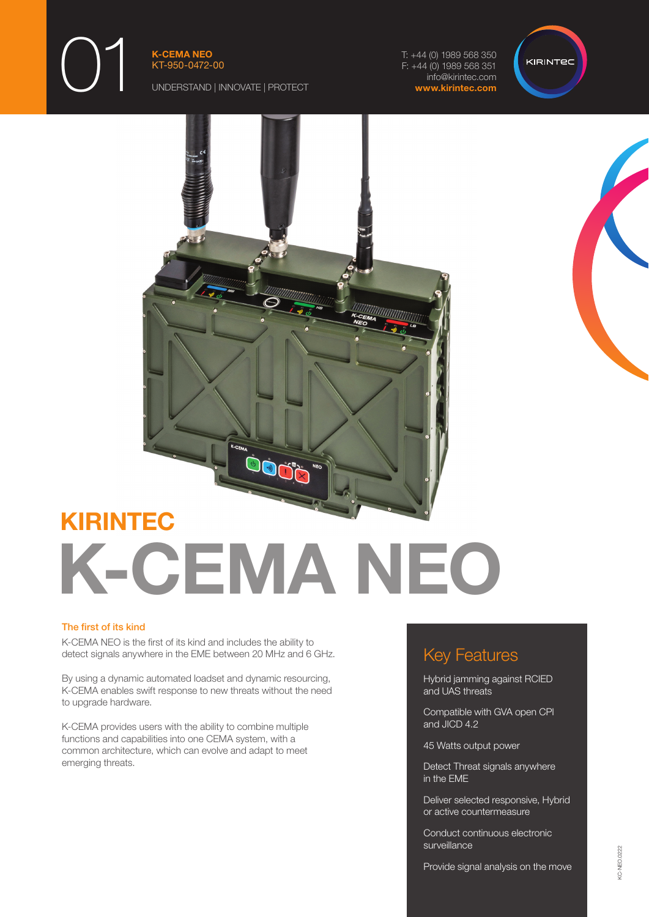01

**K-CEMA NEO**
KT-950-0472-00

UNDERSTAND | INNOVATE | PROTECT

T: +44 (0) 1989 568 350
F: +44 (0) 1989 568 351
info@kirintec.com
**www.kirintec.com**

## KIRINTEC

# K-CEMA NEO

### The first of its kind

K-CEMA NEO is the first of its kind and includes the ability to detect signals anywhere in the EME between 20 MHz and 6 GHz.

By using a dynamic automated loadset and dynamic resourcing, K-CEMA enables swift response to new threats without the need to upgrade hardware.

K-CEMA provides users with the ability to combine multiple functions and capabilities into one CEMA system, with a common architecture, which can evolve and adapt to meet emerging threats.

## Key Features

Hybrid jamming against RCIED and UAS threats

Compatible with GVA open CPI and JICD 4.2

45 Watts output power

Detect Threat signals anywhere in the EME

Deliver selected responsive, Hybrid or active countermeasure

Conduct continuous electronic surveillance

Provide signal analysis on the move

KC-NEO.0222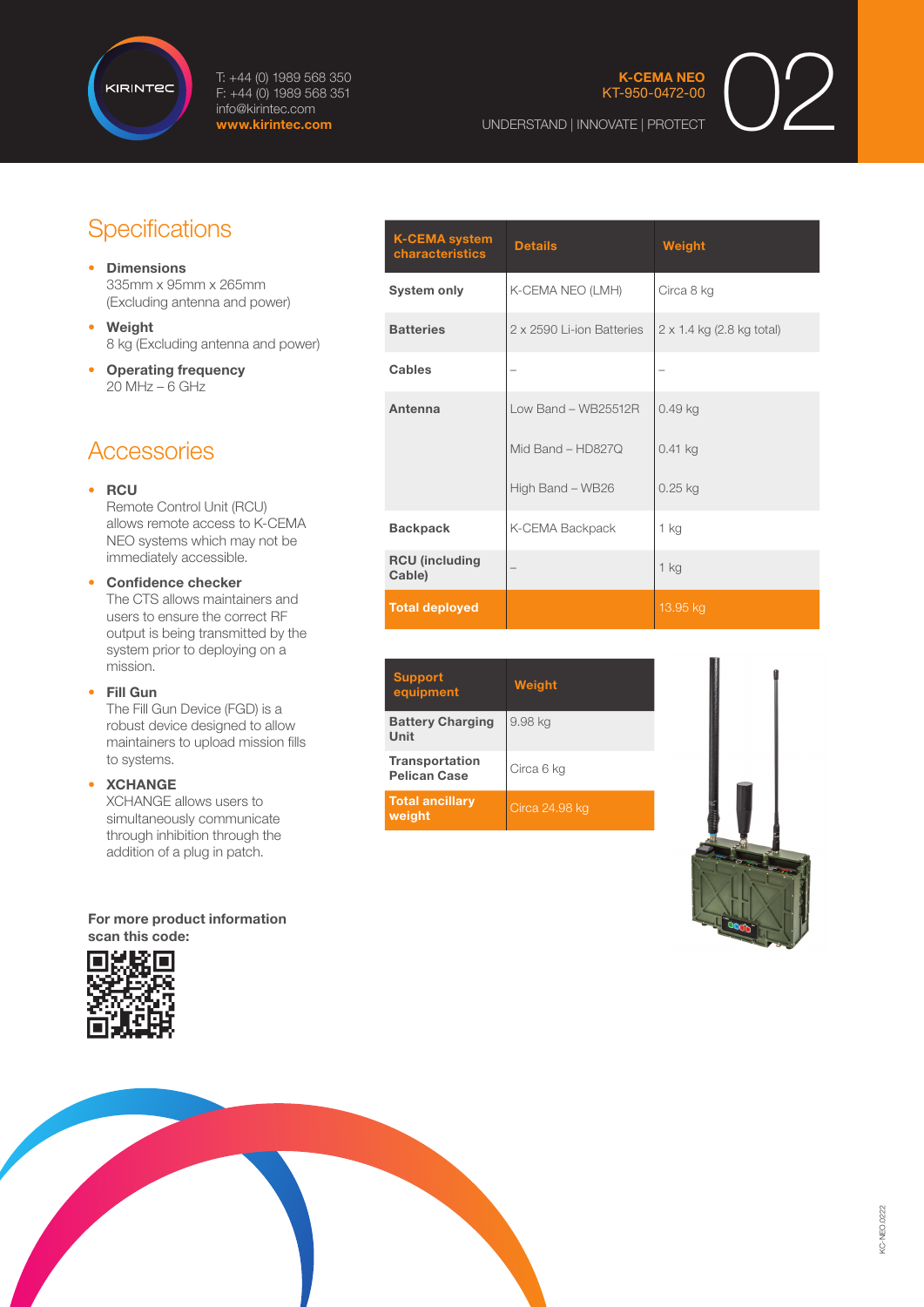## Specifications

- **Dimensions**
  335mm x 95mm x 265mm
  (Excluding antenna and power)
- **Weight**
  8 kg (Excluding antenna and power)
- **Operating frequency**
  20 MHz – 6 GHz

## Accessories

- **RCU**
  Remote Control Unit (RCU) allows remote access to K-CEMA NEO systems which may not be immediately accessible.
- **Confidence checker**
  The CTS allows maintainers and users to ensure the correct RF output is being transmitted by the system prior to deploying on a mission.
- **Fill Gun**
  The Fill Gun Device (FGD) is a robust device designed to allow maintainers to upload mission fills to systems.
- **XCHANGE**
  XCHANGE allows users to simultaneously communicate through inhibition through the addition of a plug in patch.

**For more product information scan this code:**

| K-CEMA system characteristics | Details | Weight |
| --- | --- | --- |
| **System only** | K-CEMA NEO (LMH) | Circa 8 kg |
| **Batteries** | 2 x 2590 Li-ion Batteries | 2 x 1.4 kg (2.8 kg total) |
| **Cables** | – | – |
| **Antenna** | Low Band – WB25512R | 0.49 kg |
| | Mid Band – HD827Q | 0.41 kg |
| | High Band – WB26 | 0.25 kg |
| **Backpack** | K-CEMA Backpack | 1 kg |
| **RCU (including Cable)** | – | 1 kg |
| **Total deployed** | | 13.95 kg |

| Support equipment | Weight |
| --- | --- |
| **Battery Charging Unit** | 9.98 kg |
| **Transportation Pelican Case** | Circa 6 kg |
| **Total ancillary weight** | Circa 24.98 kg |

KC-NEO.0222